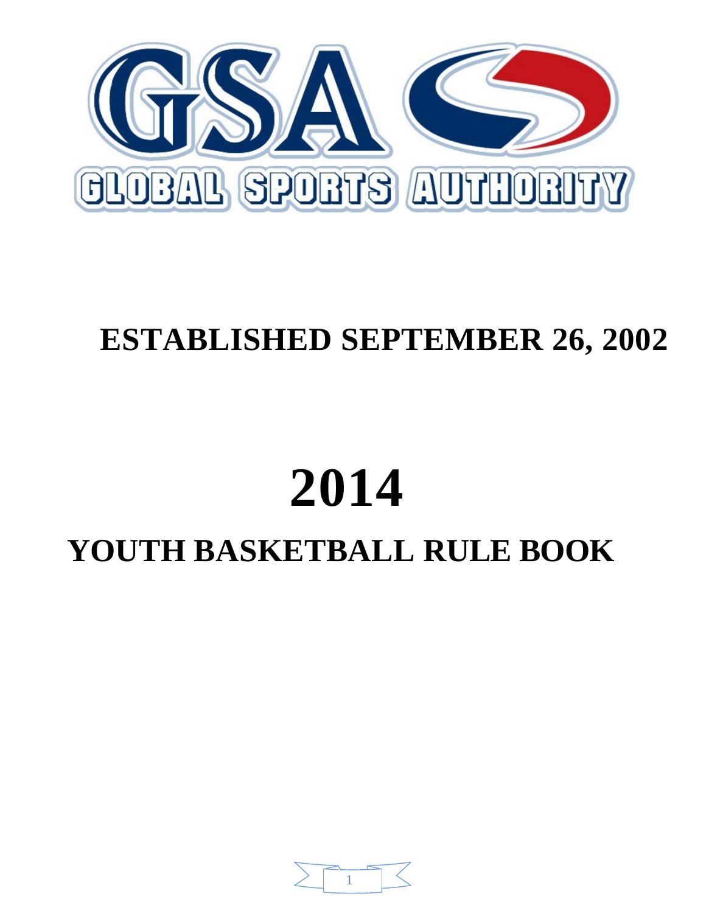GSA

GLOBAL SPORTS AUTHORITY

# ESTABLISHED SEPTEMBER 26, 2002

# 2014

# YOUTH BASKETBALL RULE BOOK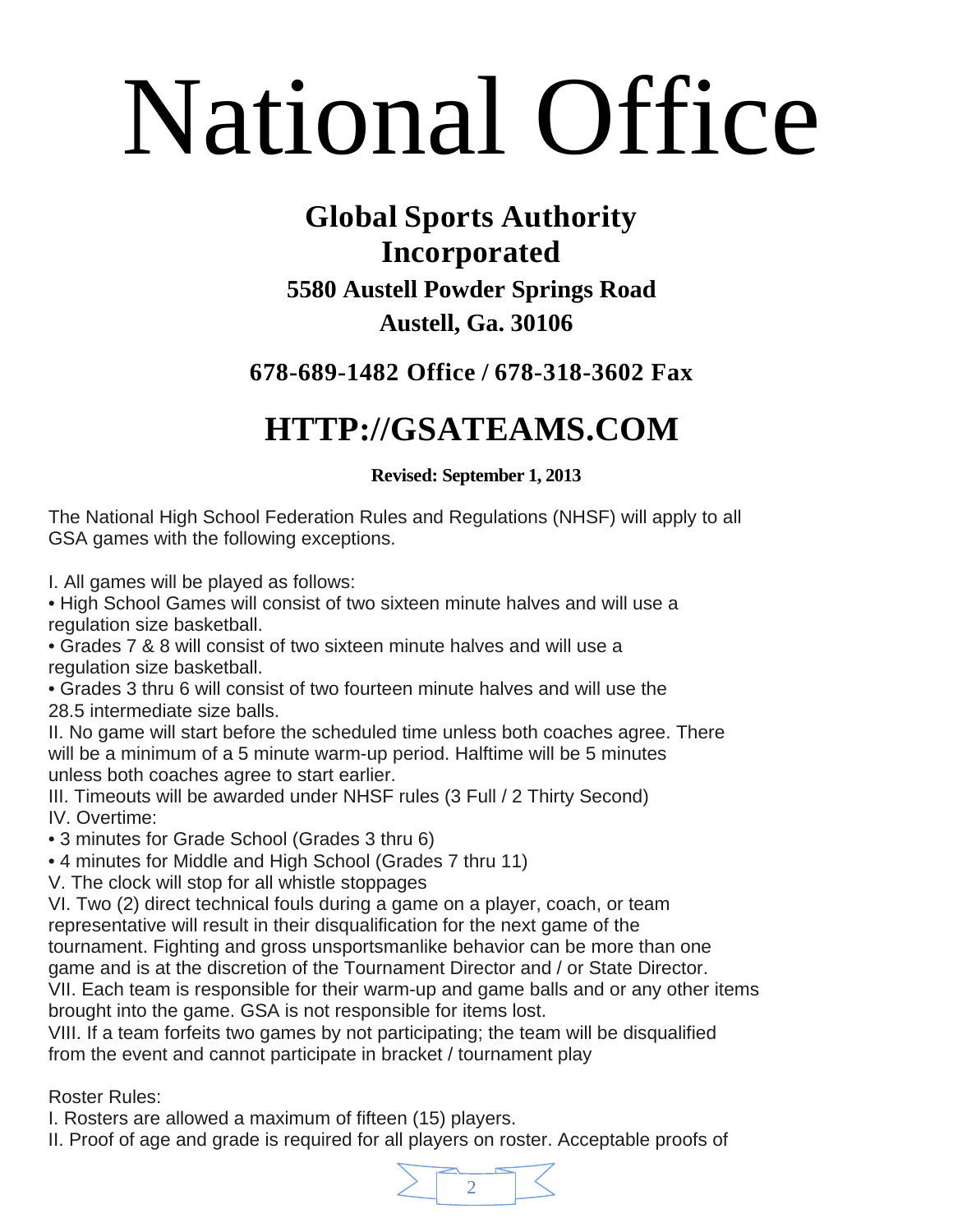# National Office

## Global Sports Authority Incorporated

### 5580 Austell Powder Springs Road

### Austell, Ga. 30106

### 678-689-1482 Office / 678-318-3602 Fax

## HTTP://GSATEAMS.COM

**Revised: September 1, 2013**

The National High School Federation Rules and Regulations (NHSF) will apply to all GSA games with the following exceptions.

I. All games will be played as follows:
- High School Games will consist of two sixteen minute halves and will use a regulation size basketball.
- Grades 7 & 8 will consist of two sixteen minute halves and will use a regulation size basketball.
- Grades 3 thru 6 will consist of two fourteen minute halves and will use the 28.5 intermediate size balls.

II. No game will start before the scheduled time unless both coaches agree. There will be a minimum of a 5 minute warm-up period. Halftime will be 5 minutes unless both coaches agree to start earlier.
III. Timeouts will be awarded under NHSF rules (3 Full / 2 Thirty Second)
IV. Overtime:
- 3 minutes for Grade School (Grades 3 thru 6)
- 4 minutes for Middle and High School (Grades 7 thru 11)

V. The clock will stop for all whistle stoppages
VI. Two (2) direct technical fouls during a game on a player, coach, or team representative will result in their disqualification for the next game of the tournament. Fighting and gross unsportsmanlike behavior can be more than one game and is at the discretion of the Tournament Director and / or State Director.
VII. Each team is responsible for their warm-up and game balls and or any other items brought into the game. GSA is not responsible for items lost.
VIII. If a team forfeits two games by not participating; the team will be disqualified from the event and cannot participate in bracket / tournament play

Roster Rules:
I. Rosters are allowed a maximum of fifteen (15) players.
II. Proof of age and grade is required for all players on roster. Acceptable proofs of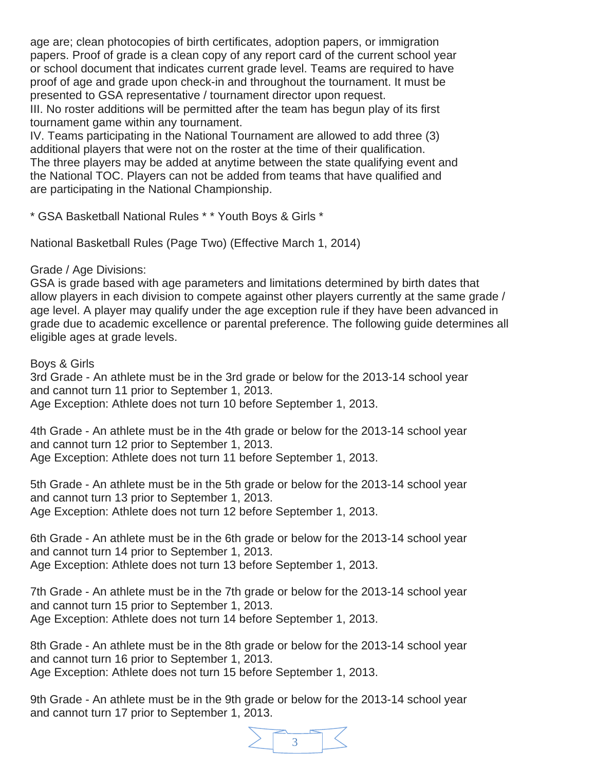age are; clean photocopies of birth certificates, adoption papers, or immigration papers. Proof of grade is a clean copy of any report card of the current school year or school document that indicates current grade level. Teams are required to have proof of age and grade upon check-in and throughout the tournament. It must be presented to GSA representative / tournament director upon request.

III. No roster additions will be permitted after the team has begun play of its first tournament game within any tournament.

IV. Teams participating in the National Tournament are allowed to add three (3) additional players that were not on the roster at the time of their qualification. The three players may be added at anytime between the state qualifying event and the National TOC. Players can not be added from teams that have qualified and are participating in the National Championship.

* GSA Basketball National Rules * * Youth Boys & Girls *

National Basketball Rules (Page Two) (Effective March 1, 2014)

Grade / Age Divisions:
GSA is grade based with age parameters and limitations determined by birth dates that allow players in each division to compete against other players currently at the same grade / age level. A player may qualify under the age exception rule if they have been advanced in grade due to academic excellence or parental preference. The following guide determines all eligible ages at grade levels.

Boys & Girls
3rd Grade - An athlete must be in the 3rd grade or below for the 2013-14 school year and cannot turn 11 prior to September 1, 2013.
Age Exception: Athlete does not turn 10 before September 1, 2013.

4th Grade - An athlete must be in the 4th grade or below for the 2013-14 school year and cannot turn 12 prior to September 1, 2013.
Age Exception: Athlete does not turn 11 before September 1, 2013.

5th Grade - An athlete must be in the 5th grade or below for the 2013-14 school year and cannot turn 13 prior to September 1, 2013.
Age Exception: Athlete does not turn 12 before September 1, 2013.

6th Grade - An athlete must be in the 6th grade or below for the 2013-14 school year and cannot turn 14 prior to September 1, 2013.
Age Exception: Athlete does not turn 13 before September 1, 2013.

7th Grade - An athlete must be in the 7th grade or below for the 2013-14 school year and cannot turn 15 prior to September 1, 2013.
Age Exception: Athlete does not turn 14 before September 1, 2013.

8th Grade - An athlete must be in the 8th grade or below for the 2013-14 school year and cannot turn 16 prior to September 1, 2013.
Age Exception: Athlete does not turn 15 before September 1, 2013.

9th Grade - An athlete must be in the 9th grade or below for the 2013-14 school year and cannot turn 17 prior to September 1, 2013.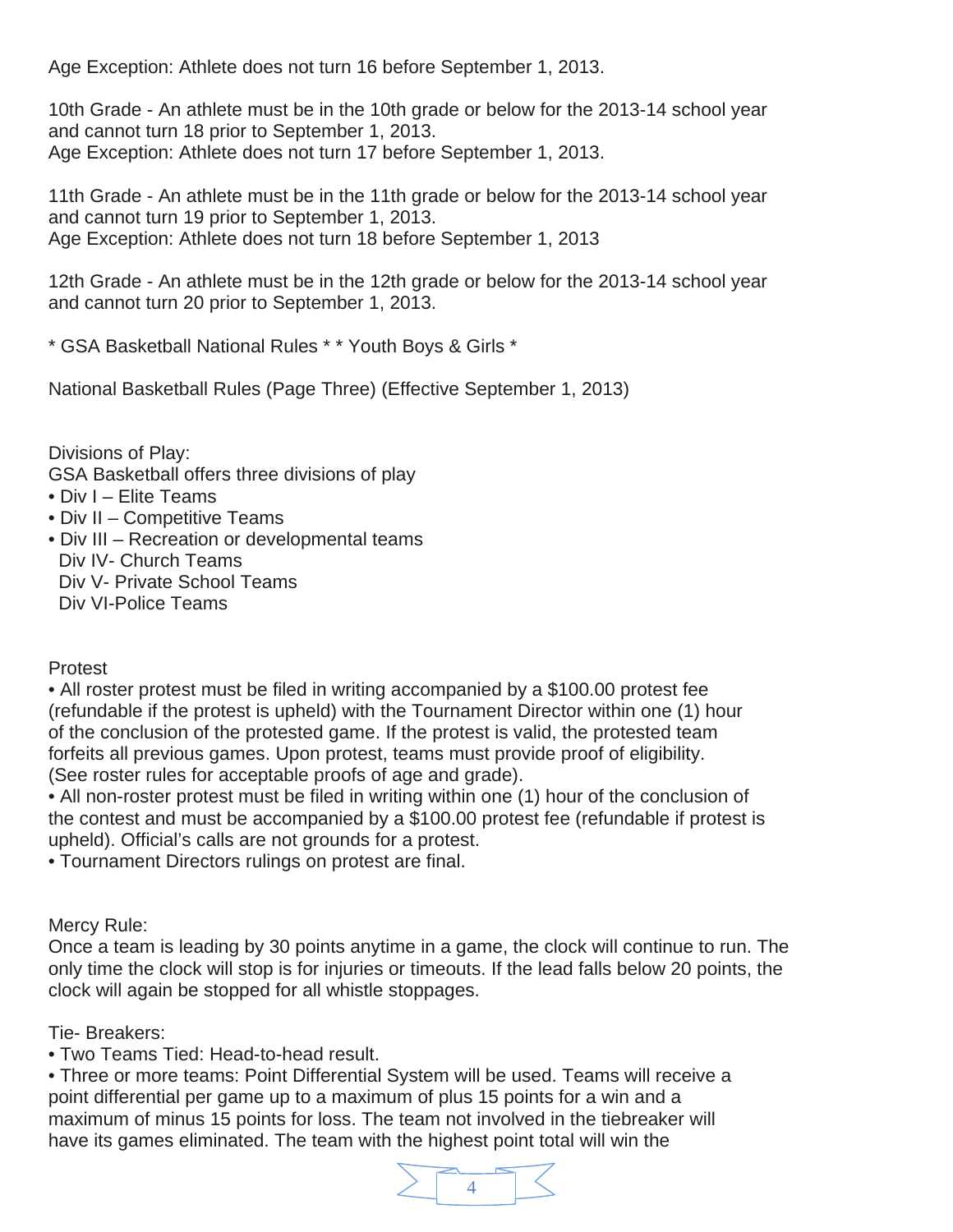Age Exception: Athlete does not turn 16 before September 1, 2013.

10th Grade - An athlete must be in the 10th grade or below for the 2013-14 school year and cannot turn 18 prior to September 1, 2013.
Age Exception: Athlete does not turn 17 before September 1, 2013.

11th Grade - An athlete must be in the 11th grade or below for the 2013-14 school year and cannot turn 19 prior to September 1, 2013.
Age Exception: Athlete does not turn 18 before September 1, 2013

12th Grade - An athlete must be in the 12th grade or below for the 2013-14 school year and cannot turn 20 prior to September 1, 2013.

* GSA Basketball National Rules * * Youth Boys & Girls *

National Basketball Rules (Page Three) (Effective September 1, 2013)

Divisions of Play:
GSA Basketball offers three divisions of play

- Div I – Elite Teams
- Div II – Competitive Teams
- Div III – Recreation or developmental teams
  Div IV- Church Teams
  Div V- Private School Teams
  Div VI-Police Teams

Protest

- All roster protest must be filed in writing accompanied by a $100.00 protest fee (refundable if the protest is upheld) with the Tournament Director within one (1) hour of the conclusion of the protested game. If the protest is valid, the protested team forfeits all previous games. Upon protest, teams must provide proof of eligibility. (See roster rules for acceptable proofs of age and grade).
- All non-roster protest must be filed in writing within one (1) hour of the conclusion of the contest and must be accompanied by a $100.00 protest fee (refundable if protest is upheld). Official's calls are not grounds for a protest.
- Tournament Directors rulings on protest are final.

Mercy Rule:
Once a team is leading by 30 points anytime in a game, the clock will continue to run. The only time the clock will stop is for injuries or timeouts. If the lead falls below 20 points, the clock will again be stopped for all whistle stoppages.

Tie- Breakers:

- Two Teams Tied: Head-to-head result.
- Three or more teams: Point Differential System will be used. Teams will receive a point differential per game up to a maximum of plus 15 points for a win and a maximum of minus 15 points for loss. The team not involved in the tiebreaker will have its games eliminated. The team with the highest point total will win the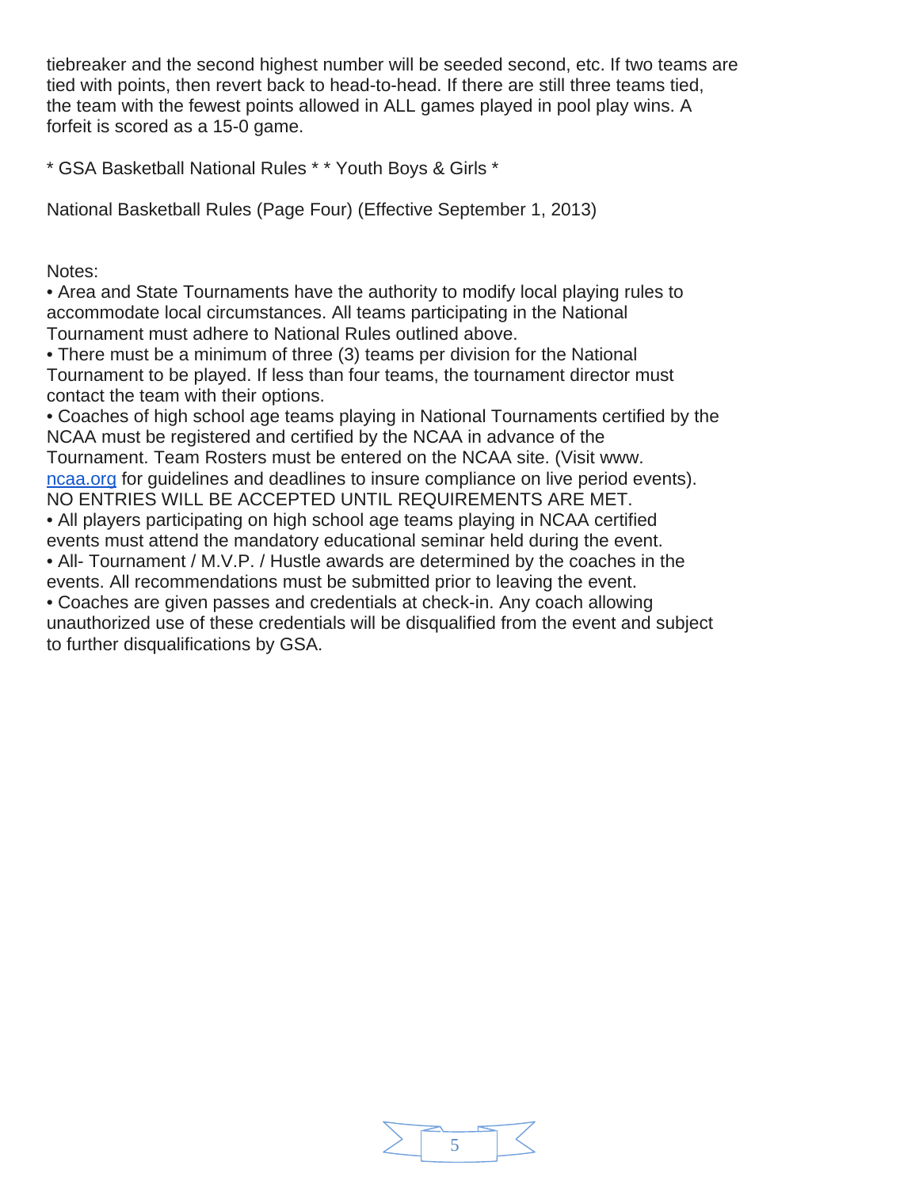tiebreaker and the second highest number will be seeded second, etc. If two teams are tied with points, then revert back to head-to-head. If there are still three teams tied, the team with the fewest points allowed in ALL games played in pool play wins. A forfeit is scored as a 15-0 game.

* GSA Basketball National Rules * * Youth Boys & Girls *

National Basketball Rules (Page Four) (Effective September 1, 2013)

Notes:

- Area and State Tournaments have the authority to modify local playing rules to accommodate local circumstances. All teams participating in the National Tournament must adhere to National Rules outlined above.
- There must be a minimum of three (3) teams per division for the National Tournament to be played. If less than four teams, the tournament director must contact the team with their options.
- Coaches of high school age teams playing in National Tournaments certified by the NCAA must be registered and certified by the NCAA in advance of the Tournament. Team Rosters must be entered on the NCAA site. (Visit www. [ncaa.org](http://ncaa.org) for guidelines and deadlines to insure compliance on live period events). NO ENTRIES WILL BE ACCEPTED UNTIL REQUIREMENTS ARE MET.
- All players participating on high school age teams playing in NCAA certified events must attend the mandatory educational seminar held during the event.
- All- Tournament / M.V.P. / Hustle awards are determined by the coaches in the events. All recommendations must be submitted prior to leaving the event.
- Coaches are given passes and credentials at check-in. Any coach allowing unauthorized use of these credentials will be disqualified from the event and subject to further disqualifications by GSA.